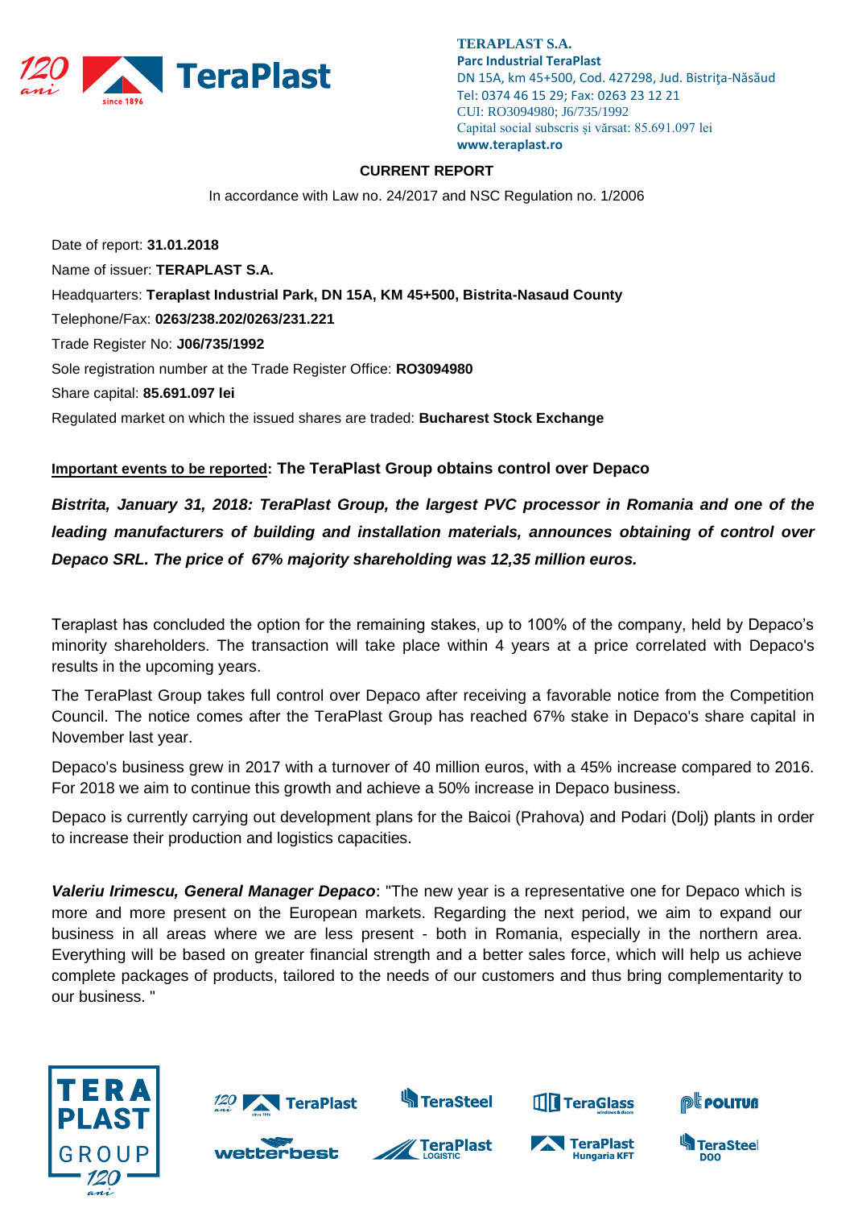**TERAPLAST S.A.**
**Parc Industrial TeraPlast**
DN 15A, km 45+500, Cod. 427298, Jud. Bistriţa-Năsăud
Tel: 0374 46 15 29; Fax: 0263 23 12 21
CUI: RO3094980; J6/735/1992
Capital social subscris şi vărsat: 85.691.097 lei
**www.teraplast.ro**

**CURRENT REPORT**

In accordance with Law no. 24/2017 and NSC Regulation no. 1/2006

Date of report: **31.01.2018**

Name of issuer: **TERAPLAST S.A.**

Headquarters: **Teraplast Industrial Park, DN 15A, KM 45+500, Bistrita-Nasaud County**

Telephone/Fax: **0263/238.202/0263/231.221**

Trade Register No: **J06/735/1992**

Sole registration number at the Trade Register Office: **RO3094980**

Share capital: **85.691.097 lei**

Regulated market on which the issued shares are traded: **Bucharest Stock Exchange**

**Important events to be reported: The TeraPlast Group obtains control over Depaco**

***Bistrita, January 31, 2018: TeraPlast Group, the largest PVC processor in Romania and one of the leading manufacturers of building and installation materials, announces obtaining of control over Depaco SRL. The price of 67% majority shareholding was 12,35 million euros.***

Teraplast has concluded the option for the remaining stakes, up to 100% of the company, held by Depaco's minority shareholders. The transaction will take place within 4 years at a price correlated with Depaco's results in the upcoming years.

The TeraPlast Group takes full control over Depaco after receiving a favorable notice from the Competition Council. The notice comes after the TeraPlast Group has reached 67% stake in Depaco's share capital in November last year.

Depaco's business grew in 2017 with a turnover of 40 million euros, with a 45% increase compared to 2016. For 2018 we aim to continue this growth and achieve a 50% increase in Depaco business.

Depaco is currently carrying out development plans for the Baicoi (Prahova) and Podari (Dolj) plants in order to increase their production and logistics capacities.

***Valeriu Irimescu, General Manager Depaco***: "The new year is a representative one for Depaco which is more and more present on the European markets. Regarding the next period, we aim to expand our business in all areas where we are less present - both in Romania, especially in the northern area. Everything will be based on greater financial strength and a better sales force, which will help us achieve complete packages of products, tailored to the needs of our customers and thus bring complementarity to our business. "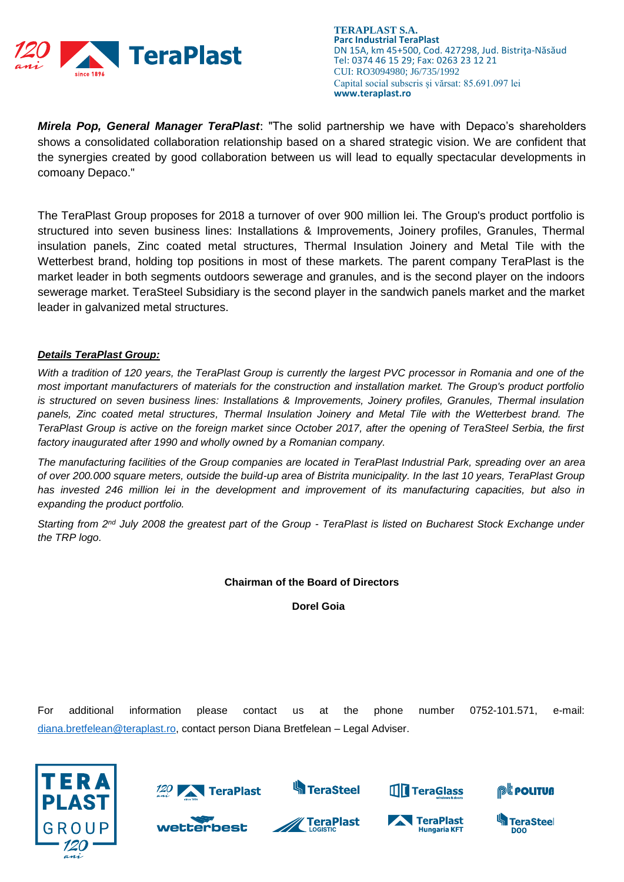**TERAPLAST S.A.**
**Parc Industrial TeraPlast**
DN 15A, km 45+500, Cod. 427298, Jud. Bistriţa-Năsăud
Tel: 0374 46 15 29; Fax: 0263 23 12 21
CUI: RO3094980; J6/735/1992
Capital social subscris şi vărsat: 85.691.097 lei
**www.teraplast.ro**

***Mirela Pop, General Manager TeraPlast***: "The solid partnership we have with Depaco's shareholders shows a consolidated collaboration relationship based on a shared strategic vision. We are confident that the synergies created by good collaboration between us will lead to equally spectacular developments in comoany Depaco."

The TeraPlast Group proposes for 2018 a turnover of over 900 million lei. The Group's product portfolio is structured into seven business lines: Installations & Improvements, Joinery profiles, Granules, Thermal insulation panels, Zinc coated metal structures, Thermal Insulation Joinery and Metal Tile with the Wetterbest brand, holding top positions in most of these markets. The parent company TeraPlast is the market leader in both segments outdoors sewerage and granules, and is the second player on the indoors sewerage market. TeraSteel Subsidiary is the second player in the sandwich panels market and the market leader in galvanized metal structures.

***Details TeraPlast Group:***

*With a tradition of 120 years, the TeraPlast Group is currently the largest PVC processor in Romania and one of the most important manufacturers of materials for the construction and installation market. The Group's product portfolio is structured on seven business lines: Installations & Improvements, Joinery profiles, Granules, Thermal insulation panels, Zinc coated metal structures, Thermal Insulation Joinery and Metal Tile with the Wetterbest brand. The TeraPlast Group is active on the foreign market since October 2017, after the opening of TeraSteel Serbia, the first factory inaugurated after 1990 and wholly owned by a Romanian company.*

*The manufacturing facilities of the Group companies are located in TeraPlast Industrial Park, spreading over an area of over 200.000 square meters, outside the build-up area of Bistrita municipality. In the last 10 years, TeraPlast Group has invested 246 million lei in the development and improvement of its manufacturing capacities, but also in expanding the product portfolio.*

*Starting from 2nd July 2008 the greatest part of the Group - TeraPlast is listed on Bucharest Stock Exchange under the TRP logo.*

**Chairman of the Board of Directors**

**Dorel Goia**

For additional information please contact us at the phone number 0752-101.571, e-mail: diana.bretfelean@teraplast.ro, contact person Diana Bretfelean – Legal Adviser.